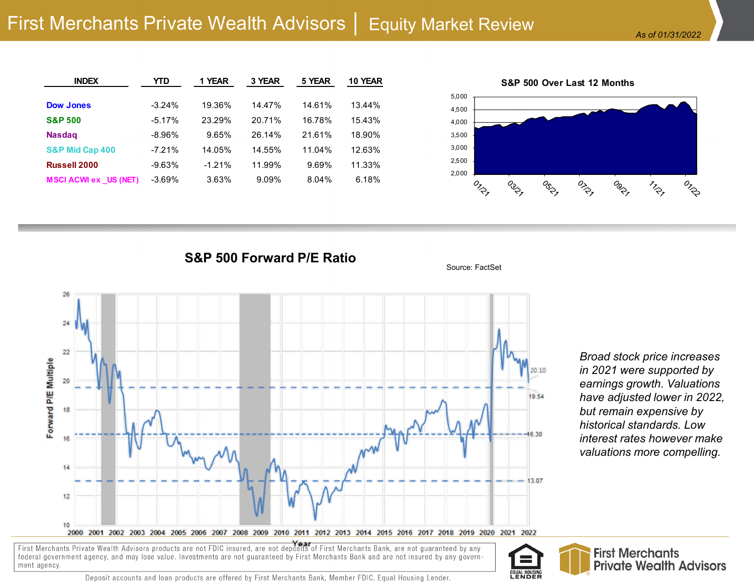# First Merchants Private Wealth Advisors | Equity Market Review

*As of 01/31/2022*

| INDEX | YTD | 1 YEAR | 3 YEAR | 5 YEAR | 10 YEAR |
|---|---|---|---|---|---|
| Dow Jones | -3.24% | 19.36% | 14.47% | 14.61% | 13.44% |
| S&P 500 | -5.17% | 23.29% | 20.71% | 16.78% | 15.43% |
| Nasdaq | -8.96% | 9.65% | 26.14% | 21.61% | 18.90% |
| S&P Mid Cap 400 | -7.21% | 14.05% | 14.55% | 11.04% | 12.63% |
| Russell 2000 | -9.63% | -1.21% | 11.99% | 9.69% | 11.33% |
| MSCI ACWI ex _US (NET) | -3.69% | 3.63% | 9.09% | 8.04% | 6.18% |

**S&P 500 Over Last 12 Months**

**S&P 500 Forward P/E Ratio**

Source: FactSet

*Broad stock price increases in 2021 were supported by earnings growth. Valuations have adjusted lower in 2022, but remain expensive by historical standards. Low interest rates however make valuations more compelling.*

First Merchants Private Wealth Advisors products are not FDIC insured, are not deposits of First Merchants Bank, are not guaranteed by any federal government agency, and may lose value. Investments are not guaranteed by First Merchants Bank and are not insured by any government agency.

Deposit accounts and loan products are offered by First Merchants Bank, Member FDIC, Equal Housing Lender.

EQUAL HOUSING LENDER

First Merchants Private Wealth Advisors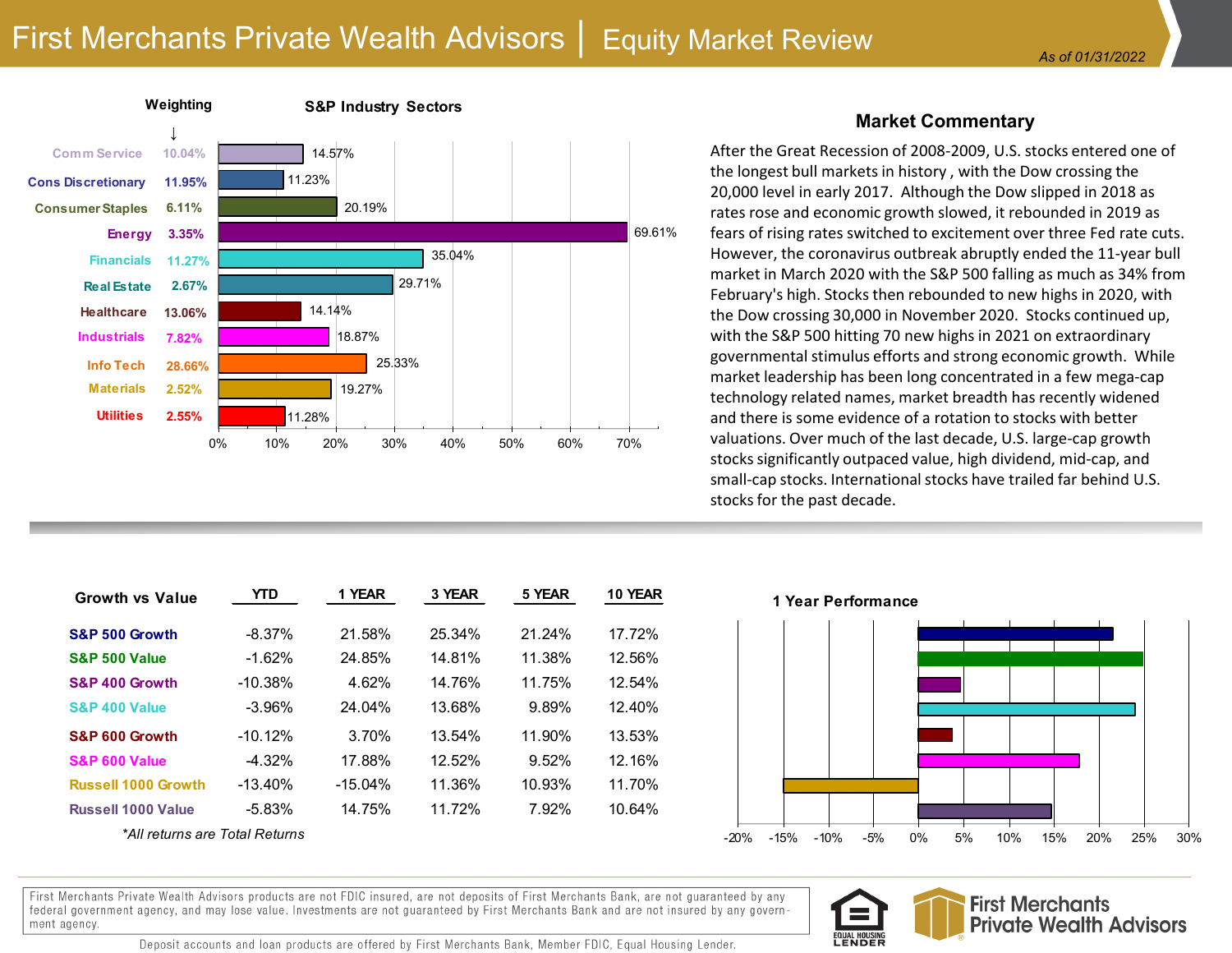# First Merchants Private Wealth Advisors | Equity Market Review

*As of 01/31/2022*

Weighting

S&P Industry Sectors

Comm Service 10.04% 14.57%
Cons Discretionary 11.95% 11.23%
Consumer Staples 6.11% 20.19%
Energy 3.35% 69.61%
Financials 11.27% 35.04%
Real Estate 2.67% 29.71%
Healthcare 13.06% 14.14%
Industrials 7.82% 18.87%
Info Tech 28.66% 25.33%
Materials 2.52% 19.27%
Utilities 2.55% 11.28%

0% 10% 20% 30% 40% 50% 60% 70%

## Market Commentary

After the Great Recession of 2008-2009, U.S. stocks entered one of the longest bull markets in history , with the Dow crossing the 20,000 level in early 2017. Although the Dow slipped in 2018 as rates rose and economic growth slowed, it rebounded in 2019 as fears of rising rates switched to excitement over three Fed rate cuts. However, the coronavirus outbreak abruptly ended the 11-year bull market in March 2020 with the S&P 500 falling as much as 34% from February's high. Stocks then rebounded to new highs in 2020, with the Dow crossing 30,000 in November 2020. Stocks continued up, with the S&P 500 hitting 70 new highs in 2021 on extraordinary governmental stimulus efforts and strong economic growth. While market leadership has been long concentrated in a few mega-cap technology related names, market breadth has recently widened and there is some evidence of a rotation to stocks with better valuations. Over much of the last decade, U.S. large-cap growth stocks significantly outpaced value, high dividend, mid-cap, and small-cap stocks. International stocks have trailed far behind U.S. stocks for the past decade.

| Growth vs Value | YTD | 1 YEAR | 3 YEAR | 5 YEAR | 10 YEAR |
|---|---|---|---|---|---|
| S&P 500 Growth | -8.37% | 21.58% | 25.34% | 21.24% | 17.72% |
| S&P 500 Value | -1.62% | 24.85% | 14.81% | 11.38% | 12.56% |
| S&P 400 Growth | -10.38% | 4.62% | 14.76% | 11.75% | 12.54% |
| S&P 400 Value | -3.96% | 24.04% | 13.68% | 9.89% | 12.40% |
| S&P 600 Growth | -10.12% | 3.70% | 13.54% | 11.90% | 13.53% |
| S&P 600 Value | -4.32% | 17.88% | 12.52% | 9.52% | 12.16% |
| Russell 1000 Growth | -13.40% | -15.04% | 11.36% | 10.93% | 11.70% |
| Russell 1000 Value | -5.83% | 14.75% | 11.72% | 7.92% | 10.64% |

*All returns are Total Returns

1 Year Performance

-20% -15% -10% -5% 0% 5% 10% 15% 20% 25% 30%

First Merchants Private Wealth Advisors products are not FDIC insured, are not deposits of First Merchants Bank, are not guaranteed by any federal government agency, and may lose value. Investments are not guaranteed by First Merchants Bank and are not insured by any government agency.

Deposit accounts and loan products are offered by First Merchants Bank, Member FDIC, Equal Housing Lender.

EQUAL HOUSING LENDER

First Merchants Private Wealth Advisors